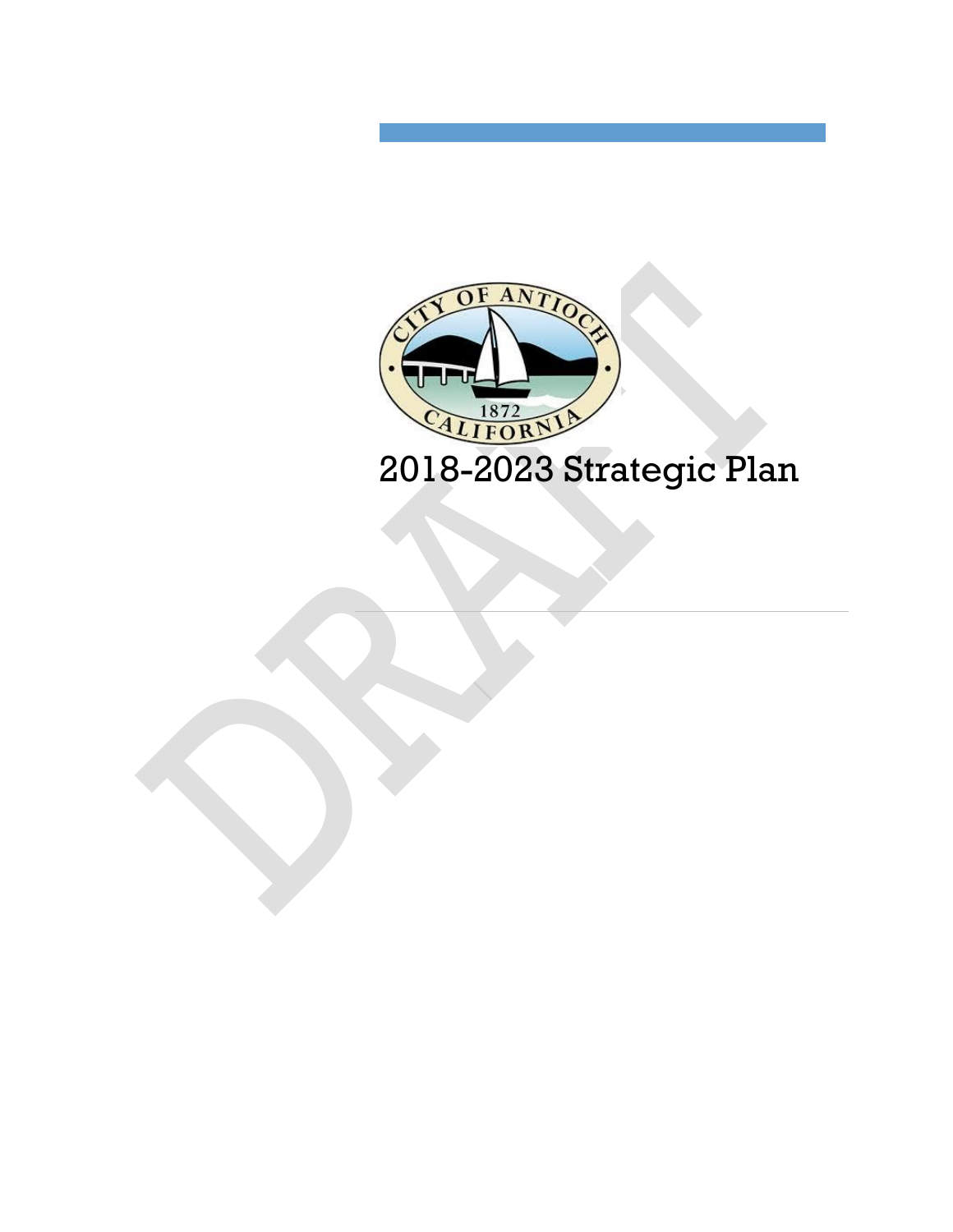# 2018-2023 Strategic Plan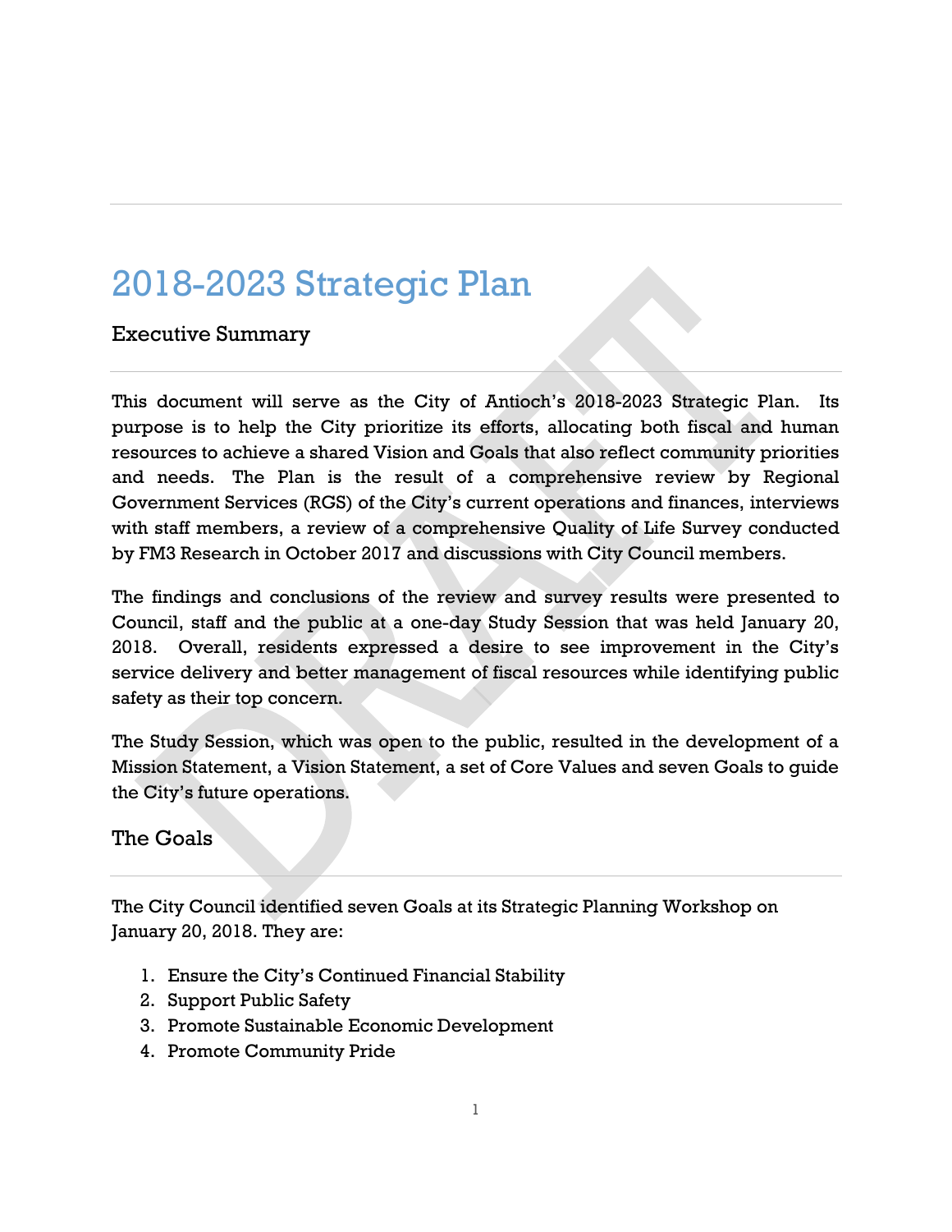# 2018-2023 Strategic Plan

## Executive Summary

This document will serve as the City of Antioch's 2018-2023 Strategic Plan. Its purpose is to help the City prioritize its efforts, allocating both fiscal and human resources to achieve a shared Vision and Goals that also reflect community priorities and needs. The Plan is the result of a comprehensive review by Regional Government Services (RGS) of the City's current operations and finances, interviews with staff members, a review of a comprehensive Quality of Life Survey conducted by FM3 Research in October 2017 and discussions with City Council members.

The findings and conclusions of the review and survey results were presented to Council, staff and the public at a one-day Study Session that was held January 20, 2018. Overall, residents expressed a desire to see improvement in the City's service delivery and better management of fiscal resources while identifying public safety as their top concern.

The Study Session, which was open to the public, resulted in the development of a Mission Statement, a Vision Statement, a set of Core Values and seven Goals to guide the City's future operations.

## The Goals

The City Council identified seven Goals at its Strategic Planning Workshop on January 20, 2018. They are:

1. Ensure the City's Continued Financial Stability
2. Support Public Safety
3. Promote Sustainable Economic Development
4. Promote Community Pride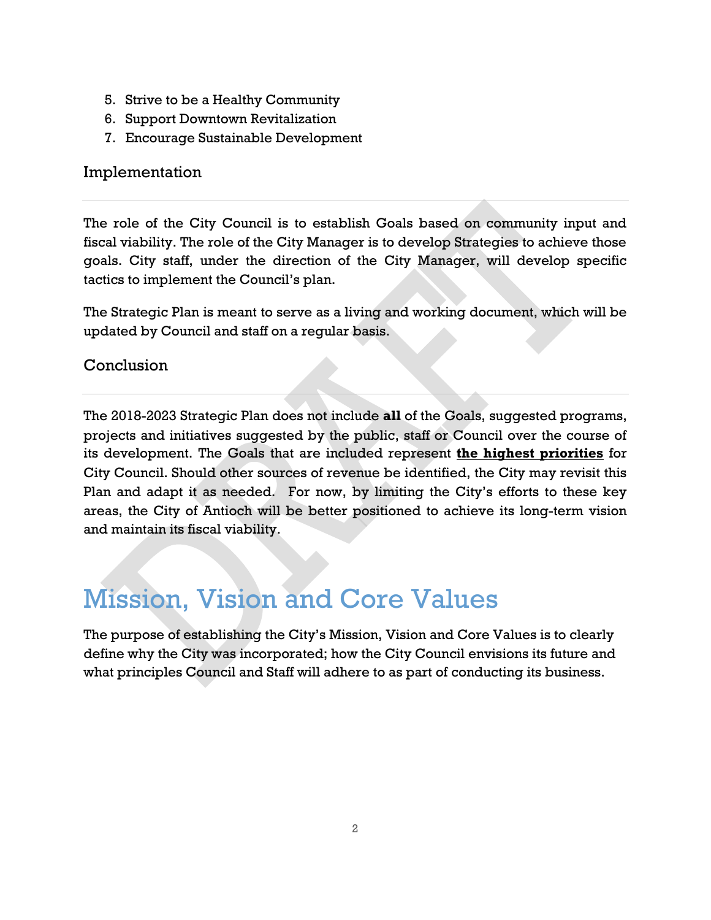5. Strive to be a Healthy Community
6. Support Downtown Revitalization
7. Encourage Sustainable Development

## Implementation

The role of the City Council is to establish Goals based on community input and fiscal viability. The role of the City Manager is to develop Strategies to achieve those goals. City staff, under the direction of the City Manager, will develop specific tactics to implement the Council's plan.

The Strategic Plan is meant to serve as a living and working document, which will be updated by Council and staff on a regular basis.

## Conclusion

The 2018-2023 Strategic Plan does not include **all** of the Goals, suggested programs, projects and initiatives suggested by the public, staff or Council over the course of its development. The Goals that are included represent **<u>the highest priorities</u>** for City Council. Should other sources of revenue be identified, the City may revisit this Plan and adapt it as needed. For now, by limiting the City's efforts to these key areas, the City of Antioch will be better positioned to achieve its long-term vision and maintain its fiscal viability.

# Mission, Vision and Core Values

The purpose of establishing the City's Mission, Vision and Core Values is to clearly define why the City was incorporated; how the City Council envisions its future and what principles Council and Staff will adhere to as part of conducting its business.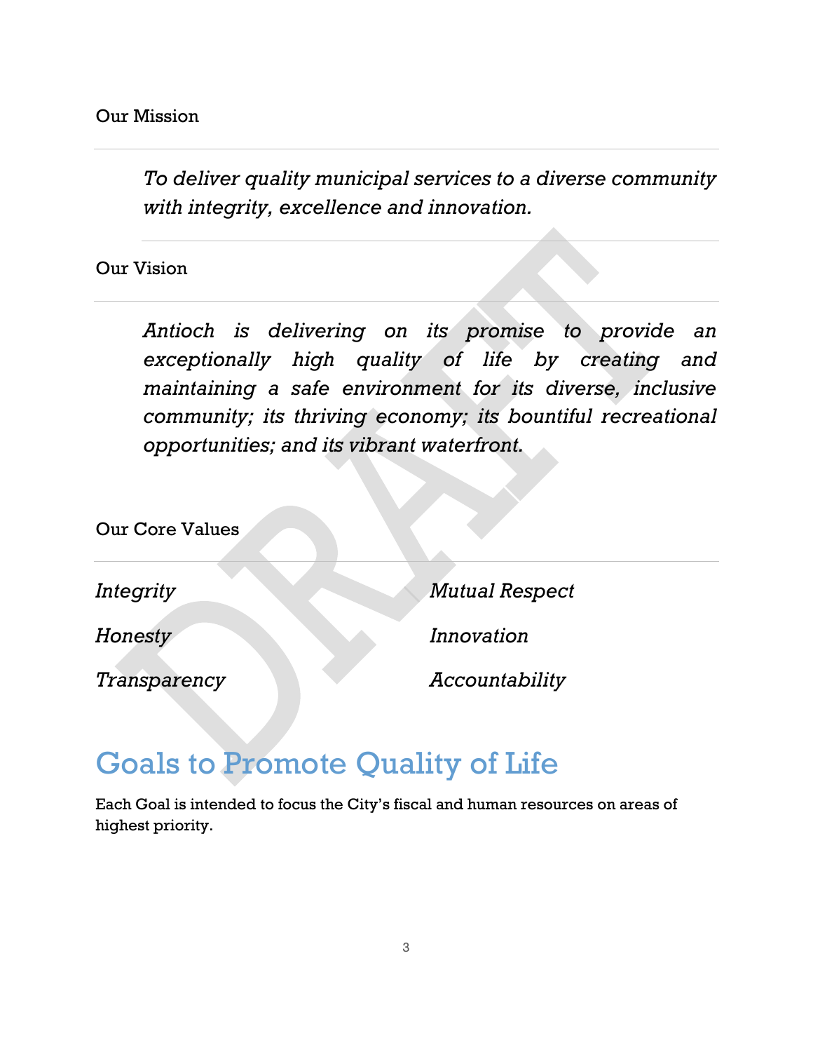Our Mission

*To deliver quality municipal services to a diverse community with integrity, excellence and innovation.*

Our Vision

*Antioch is delivering on its promise to provide an exceptionally high quality of life by creating and maintaining a safe environment for its diverse, inclusive community; its thriving economy; its bountiful recreational opportunities; and its vibrant waterfront.*

Our Core Values

*Integrity*

*Honesty*

*Transparency*

*Mutual Respect*

*Innovation*

*Accountability*

# Goals to Promote Quality of Life

Each Goal is intended to focus the City's fiscal and human resources on areas of highest priority.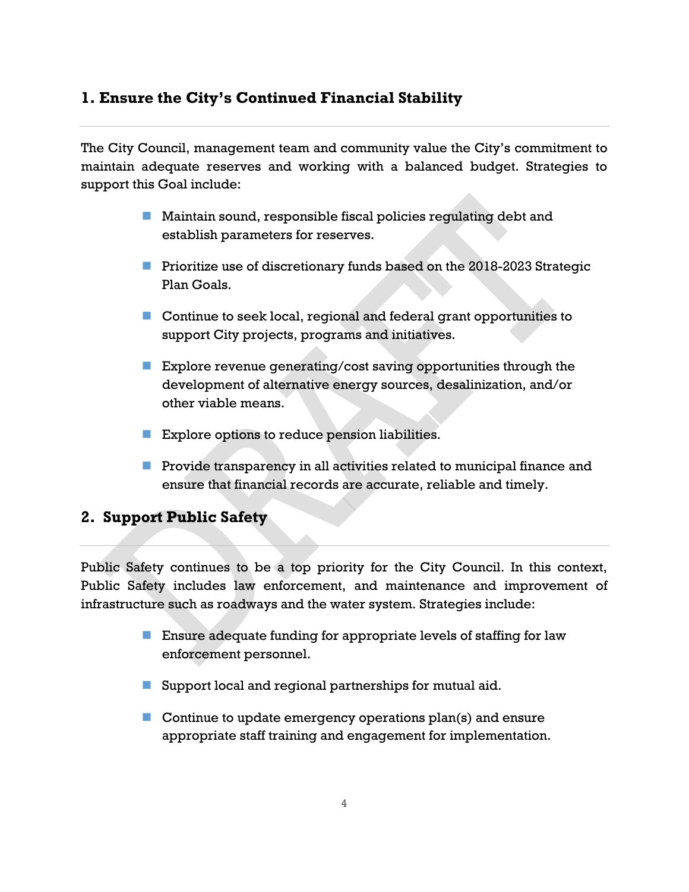## 1. Ensure the City's Continued Financial Stability

The City Council, management team and community value the City's commitment to maintain adequate reserves and working with a balanced budget. Strategies to support this Goal include:

- Maintain sound, responsible fiscal policies regulating debt and establish parameters for reserves.
- Prioritize use of discretionary funds based on the 2018-2023 Strategic Plan Goals.
- Continue to seek local, regional and federal grant opportunities to support City projects, programs and initiatives.
- Explore revenue generating/cost saving opportunities through the development of alternative energy sources, desalinization, and/or other viable means.
- Explore options to reduce pension liabilities.
- Provide transparency in all activities related to municipal finance and ensure that financial records are accurate, reliable and timely.

## 2. Support Public Safety

Public Safety continues to be a top priority for the City Council. In this context, Public Safety includes law enforcement, and maintenance and improvement of infrastructure such as roadways and the water system. Strategies include:

- Ensure adequate funding for appropriate levels of staffing for law enforcement personnel.
- Support local and regional partnerships for mutual aid.
- Continue to update emergency operations plan(s) and ensure appropriate staff training and engagement for implementation.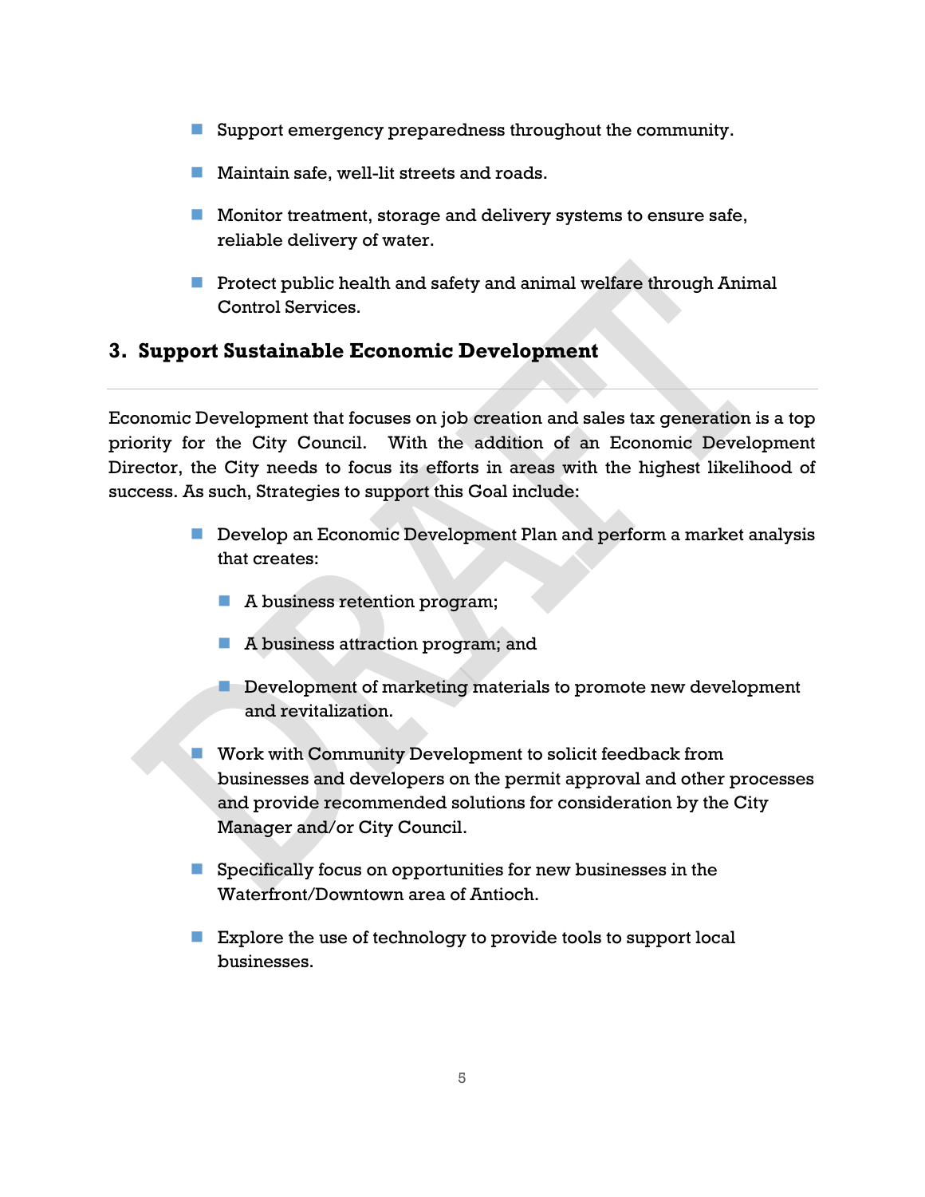- Support emergency preparedness throughout the community.
- Maintain safe, well-lit streets and roads.
- Monitor treatment, storage and delivery systems to ensure safe, reliable delivery of water.
- Protect public health and safety and animal welfare through Animal Control Services.

## 3. Support Sustainable Economic Development

Economic Development that focuses on job creation and sales tax generation is a top priority for the City Council. With the addition of an Economic Development Director, the City needs to focus its efforts in areas with the highest likelihood of success. As such, Strategies to support this Goal include:

- Develop an Economic Development Plan and perform a market analysis that creates:
  - A business retention program;
  - A business attraction program; and
  - Development of marketing materials to promote new development and revitalization.
- Work with Community Development to solicit feedback from businesses and developers on the permit approval and other processes and provide recommended solutions for consideration by the City Manager and/or City Council.
- Specifically focus on opportunities for new businesses in the Waterfront/Downtown area of Antioch.
- Explore the use of technology to provide tools to support local businesses.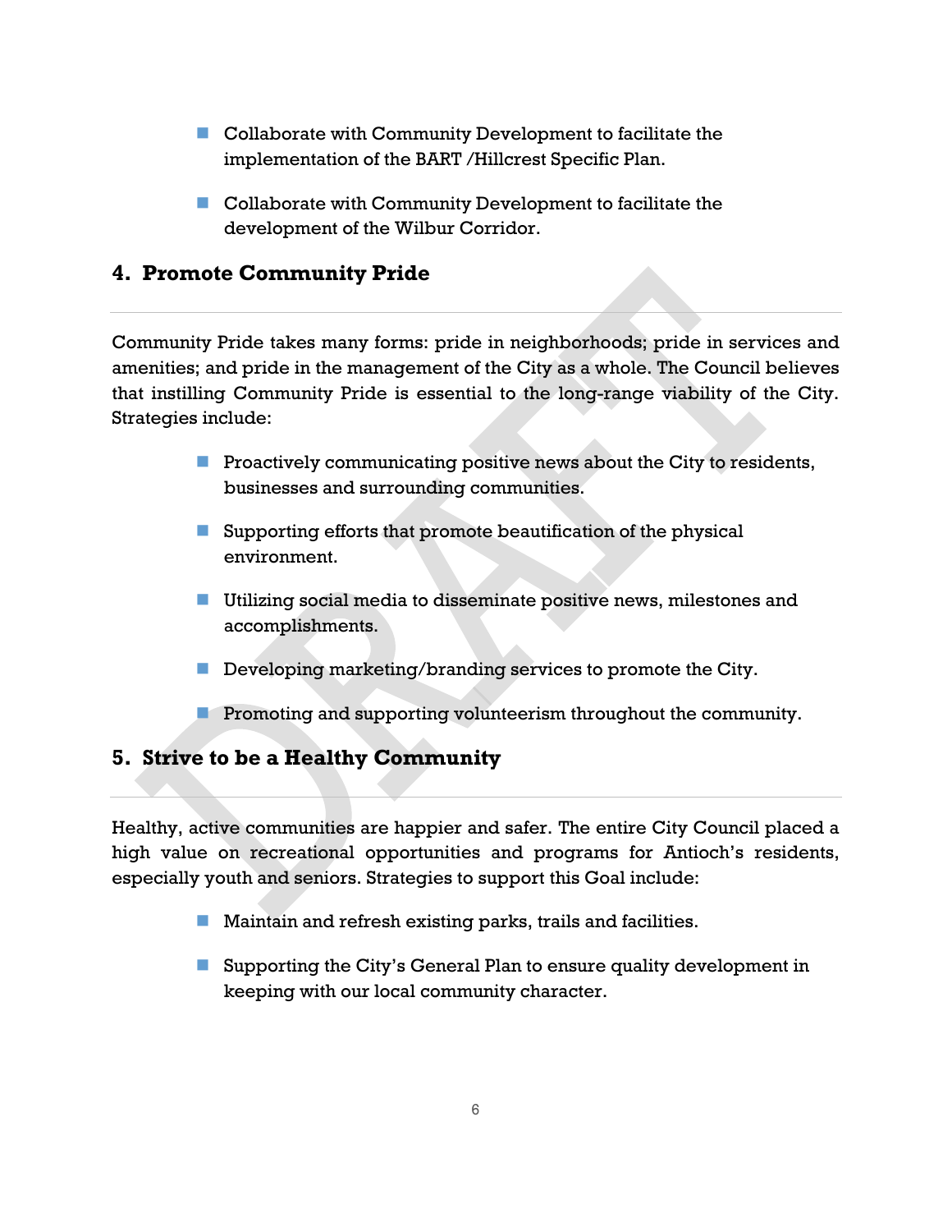- Collaborate with Community Development to facilitate the implementation of the BART /Hillcrest Specific Plan.

- Collaborate with Community Development to facilitate the development of the Wilbur Corridor.

## 4. Promote Community Pride

Community Pride takes many forms: pride in neighborhoods; pride in services and amenities; and pride in the management of the City as a whole. The Council believes that instilling Community Pride is essential to the long-range viability of the City. Strategies include:

- Proactively communicating positive news about the City to residents, businesses and surrounding communities.

- Supporting efforts that promote beautification of the physical environment.

- Utilizing social media to disseminate positive news, milestones and accomplishments.

- Developing marketing/branding services to promote the City.

- Promoting and supporting volunteerism throughout the community.

## 5. Strive to be a Healthy Community

Healthy, active communities are happier and safer. The entire City Council placed a high value on recreational opportunities and programs for Antioch's residents, especially youth and seniors. Strategies to support this Goal include:

- Maintain and refresh existing parks, trails and facilities.

- Supporting the City's General Plan to ensure quality development in keeping with our local community character.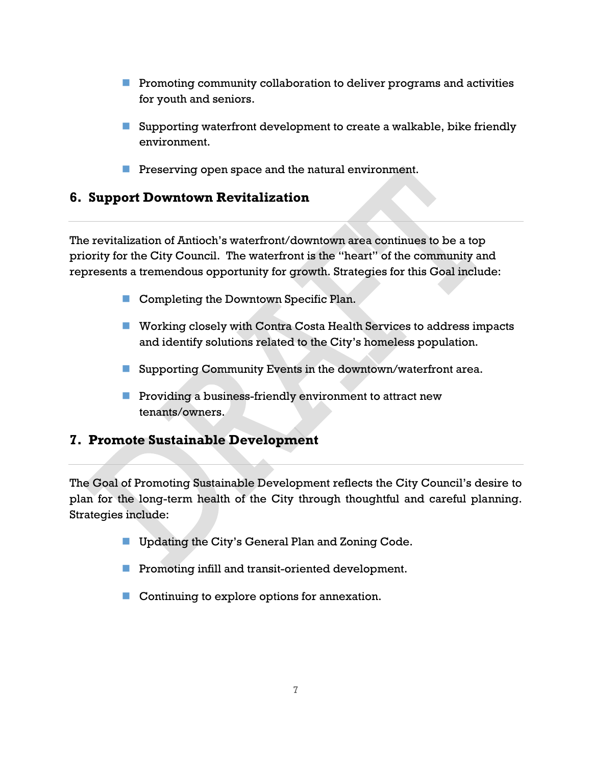- Promoting community collaboration to deliver programs and activities for youth and seniors.
- Supporting waterfront development to create a walkable, bike friendly environment.
- Preserving open space and the natural environment.

## 6. Support Downtown Revitalization

The revitalization of Antioch's waterfront/downtown area continues to be a top priority for the City Council. The waterfront is the "heart" of the community and represents a tremendous opportunity for growth. Strategies for this Goal include:

- Completing the Downtown Specific Plan.
- Working closely with Contra Costa Health Services to address impacts and identify solutions related to the City's homeless population.
- Supporting Community Events in the downtown/waterfront area.
- Providing a business-friendly environment to attract new tenants/owners.

## 7. Promote Sustainable Development

The Goal of Promoting Sustainable Development reflects the City Council's desire to plan for the long-term health of the City through thoughtful and careful planning. Strategies include:

- Updating the City's General Plan and Zoning Code.
- Promoting infill and transit-oriented development.
- Continuing to explore options for annexation.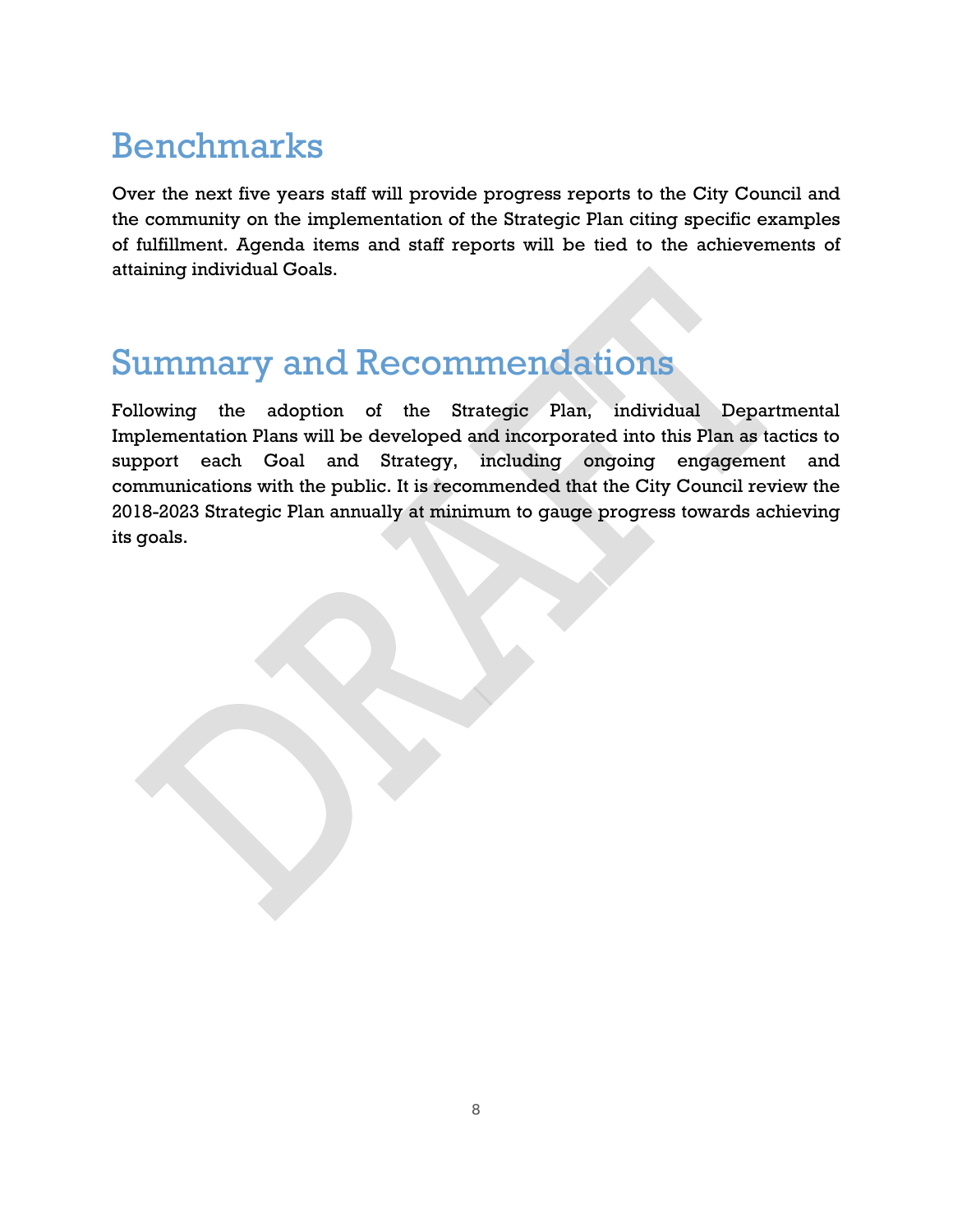## Benchmarks

Over the next five years staff will provide progress reports to the City Council and the community on the implementation of the Strategic Plan citing specific examples of fulfillment. Agenda items and staff reports will be tied to the achievements of attaining individual Goals.

## Summary and Recommendations

Following the adoption of the Strategic Plan, individual Departmental Implementation Plans will be developed and incorporated into this Plan as tactics to support each Goal and Strategy, including ongoing engagement and communications with the public. It is recommended that the City Council review the 2018-2023 Strategic Plan annually at minimum to gauge progress towards achieving its goals.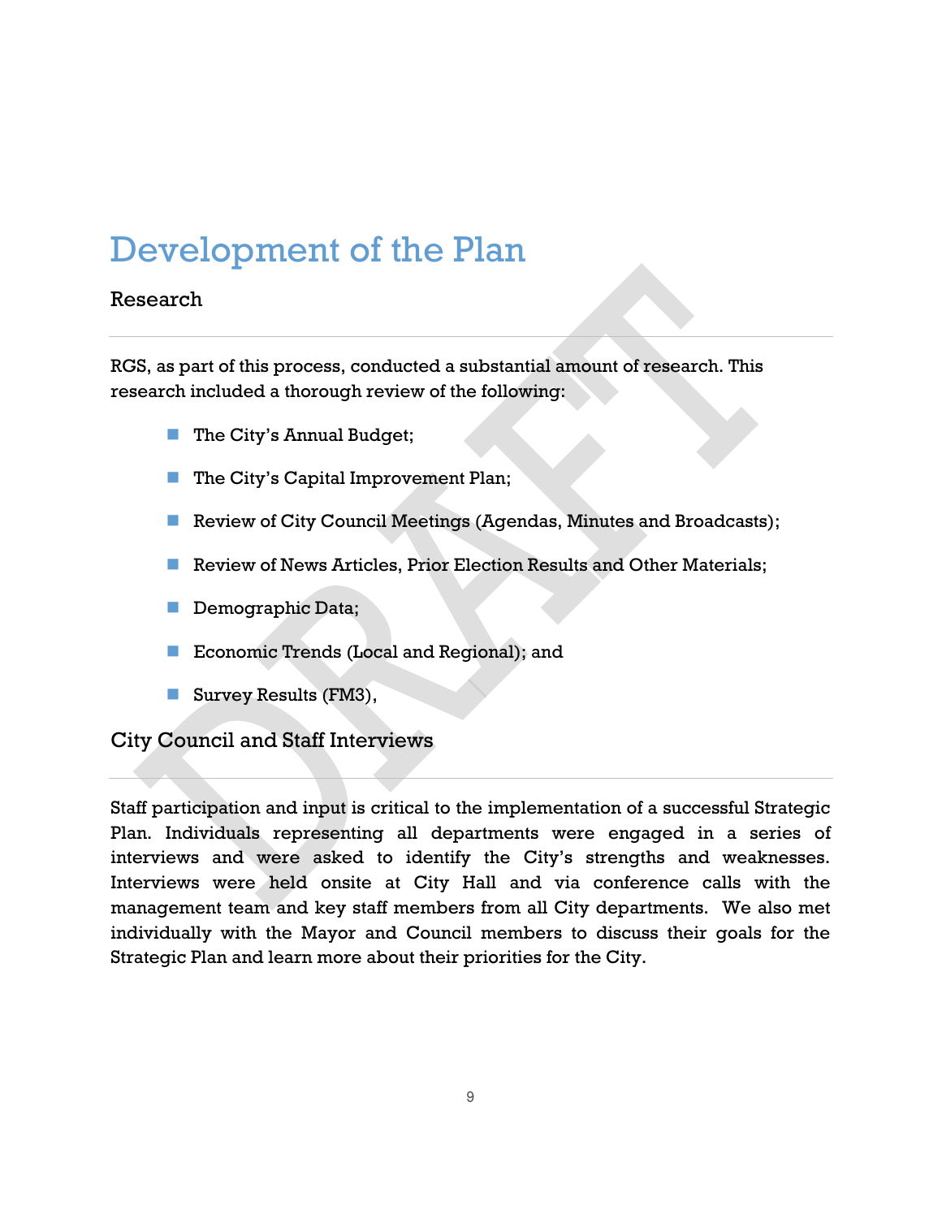# Development of the Plan

## Research

RGS, as part of this process, conducted a substantial amount of research. This research included a thorough review of the following:

- The City's Annual Budget;
- The City's Capital Improvement Plan;
- Review of City Council Meetings (Agendas, Minutes and Broadcasts);
- Review of News Articles, Prior Election Results and Other Materials;
- Demographic Data;
- Economic Trends (Local and Regional); and
- Survey Results (FM3),

## City Council and Staff Interviews

Staff participation and input is critical to the implementation of a successful Strategic Plan. Individuals representing all departments were engaged in a series of interviews and were asked to identify the City's strengths and weaknesses. Interviews were held onsite at City Hall and via conference calls with the management team and key staff members from all City departments. We also met individually with the Mayor and Council members to discuss their goals for the Strategic Plan and learn more about their priorities for the City.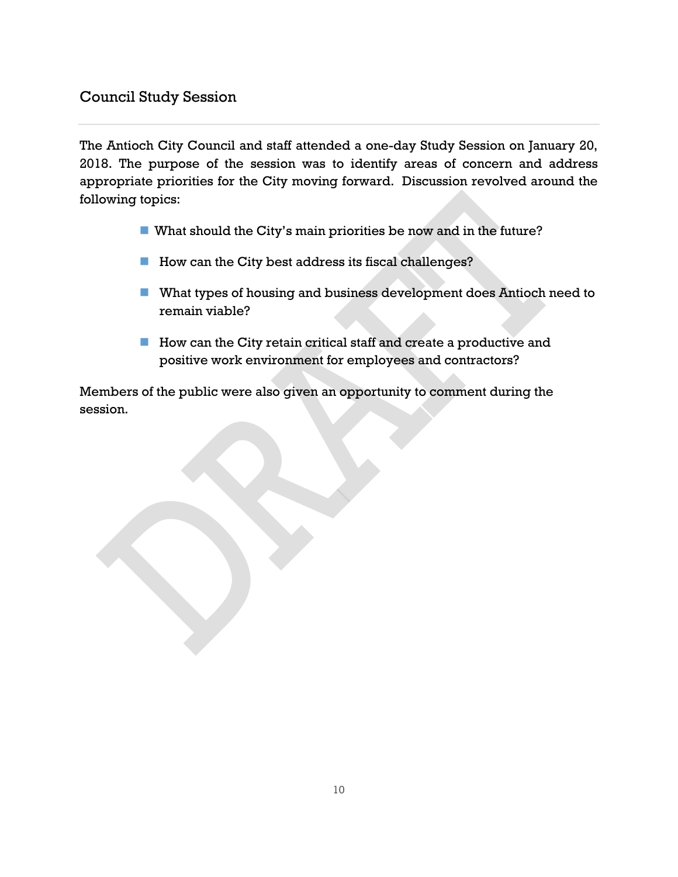## Council Study Session

The Antioch City Council and staff attended a one-day Study Session on January 20, 2018. The purpose of the session was to identify areas of concern and address appropriate priorities for the City moving forward. Discussion revolved around the following topics:

- What should the City's main priorities be now and in the future?
- How can the City best address its fiscal challenges?
- What types of housing and business development does Antioch need to remain viable?
- How can the City retain critical staff and create a productive and positive work environment for employees and contractors?

Members of the public were also given an opportunity to comment during the session.